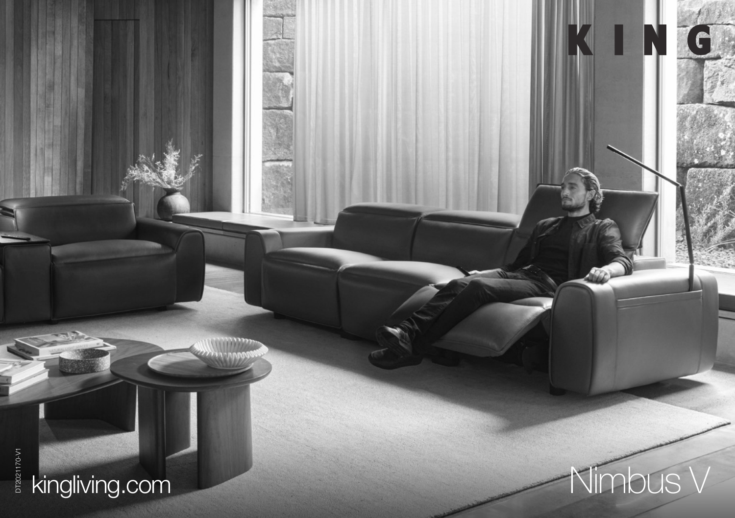# K I N G

DT2021170-V1

kingliving.com

Nimbus V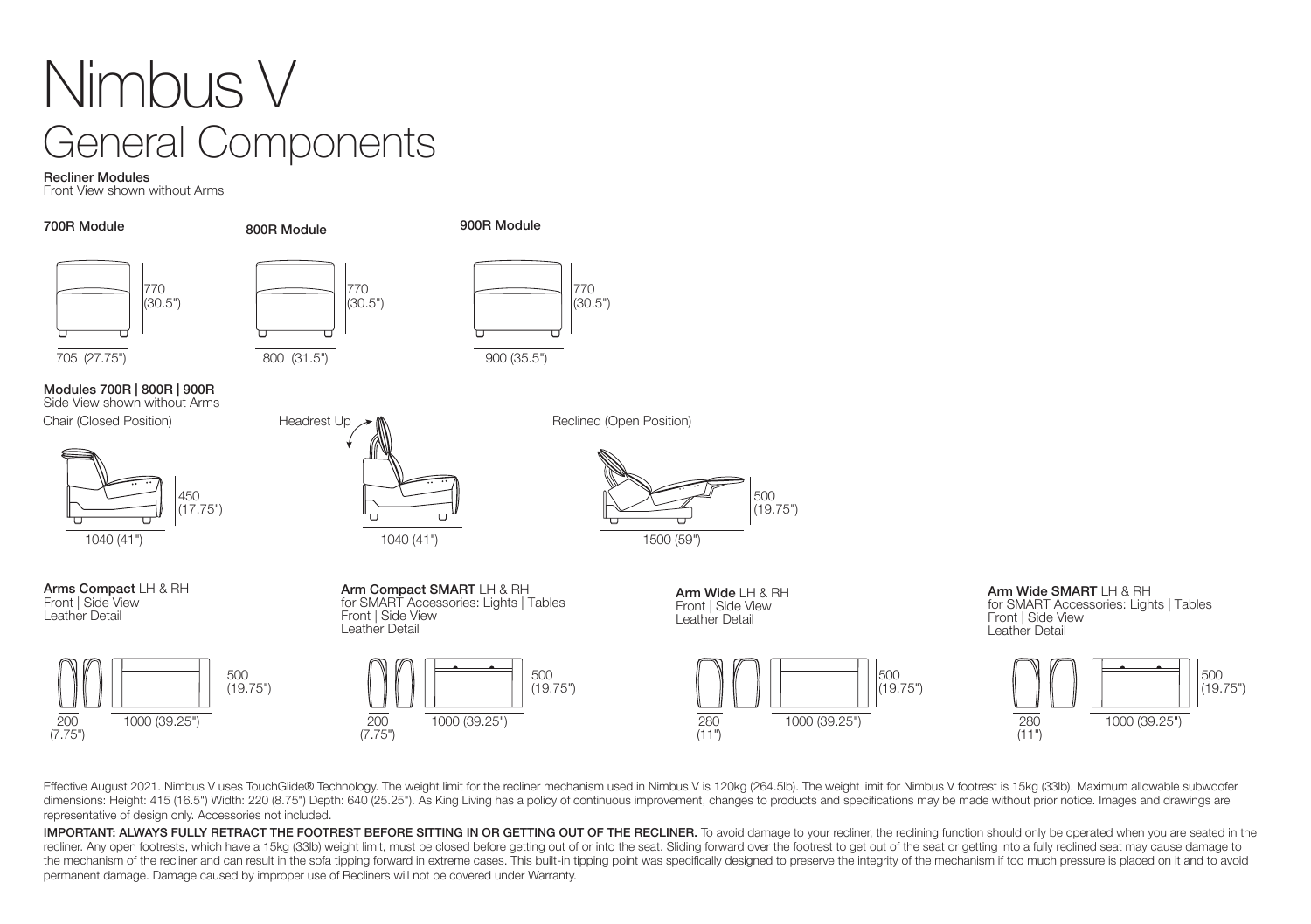# Nimbus V
## General Components

**Recliner Modules**
Front View shown without Arms

**700R Module**

770 (30.5")

705 (27.75")

**800R Module**

770 (30.5")

800 (31.5")

**900R Module**

770 (30.5")

900 (35.5")

**Modules 700R | 800R | 900R**
Side View shown without Arms

Chair (Closed Position)

450 (17.75")

1040 (41")

Headrest Up

1040 (41")

Reclined (Open Position)

500 (19.75")

1500 (59")

**Arms Compact** LH & RH
Front | Side View
Leather Detail

500 (19.75")

200 (7.75")

1000 (39.25")

**Arm Compact SMART** LH & RH
for SMART Accessories: Lights | Tables
Front | Side View
Leather Detail

500 (19.75")

200 (7.75")

1000 (39.25")

**Arm Wide** LH & RH
Front | Side View
Leather Detail

500 (19.75")

280 (11")

1000 (39.25")

**Arm Wide SMART** LH & RH
for SMART Accessories: Lights | Tables
Front | Side View
Leather Detail

500 (19.75")

280 (11")

1000 (39.25")

Effective August 2021. Nimbus V uses TouchGlide® Technology. The weight limit for the recliner mechanism used in Nimbus V is 120kg (264.5lb). The weight limit for Nimbus V footrest is 15kg (33lb). Maximum allowable subwoofer dimensions: Height: 415 (16.5") Width: 220 (8.75") Depth: 640 (25.25"). As King Living has a policy of continuous improvement, changes to products and specifications may be made without prior notice. Images and drawings are representative of design only. Accessories not included.

**IMPORTANT: ALWAYS FULLY RETRACT THE FOOTREST BEFORE SITTING IN OR GETTING OUT OF THE RECLINER.** To avoid damage to your recliner, the reclining function should only be operated when you are seated in the recliner. Any open footrests, which have a 15kg (33lb) weight limit, must be closed before getting out of or into the seat. Sliding forward over the footrest to get out of the seat or getting into a fully reclined seat may cause damage to the mechanism of the recliner and can result in the sofa tipping forward in extreme cases. This built-in tipping point was specifically designed to preserve the integrity of the mechanism if too much pressure is placed on it and to avoid permanent damage. Damage caused by improper use of Recliners will not be covered under Warranty.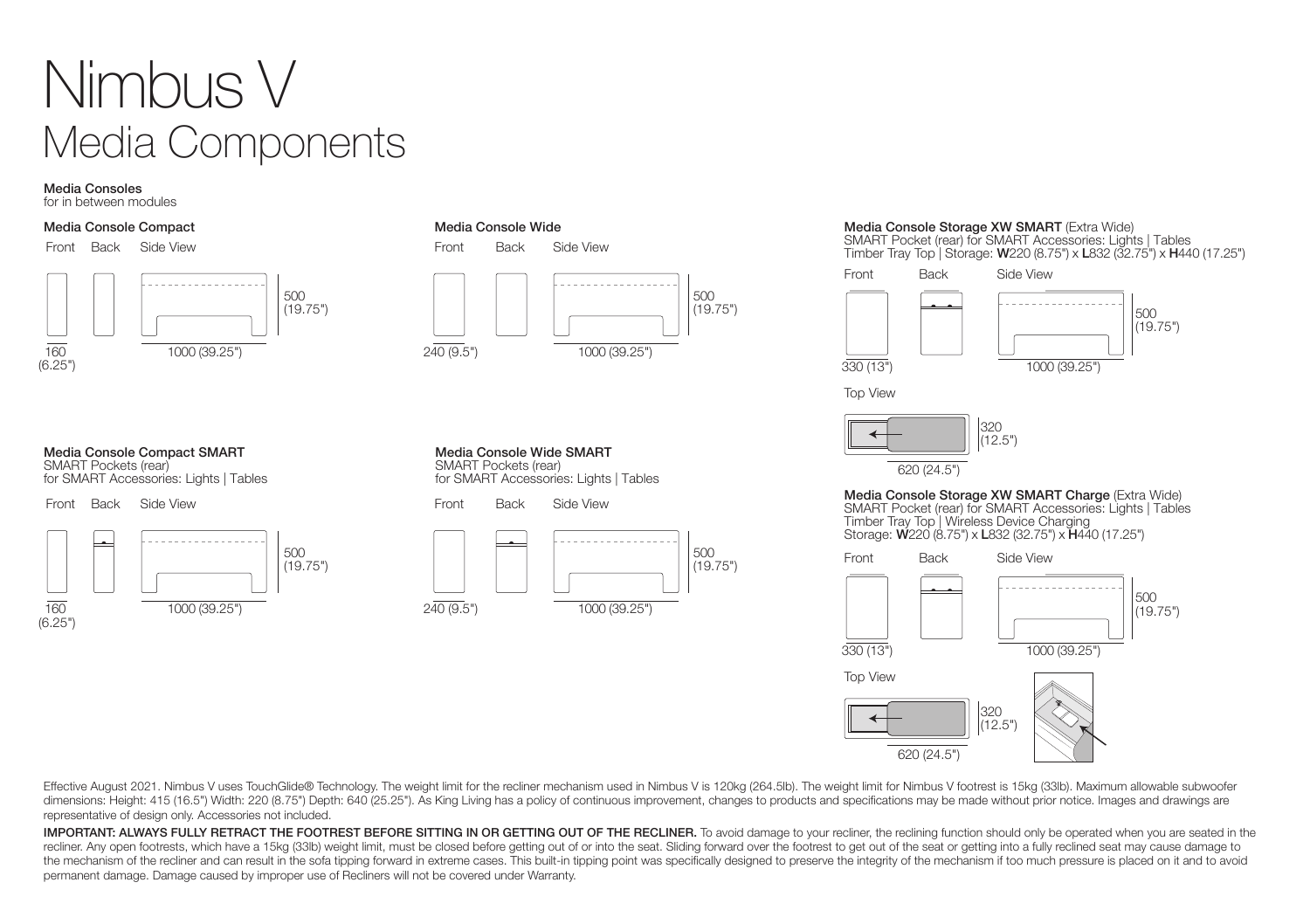# Nimbus V
## Media Components

**Media Consoles**
for in between modules

### Media Console Compact

Front Back Side View

500 (19.75")

160 (6.25")

1000 (39.25")

### Media Console Wide

Front Back Side View

500 (19.75")

240 (9.5")

1000 (39.25")

### Media Console Storage XW SMART (Extra Wide)

SMART Pocket (rear) for SMART Accessories: Lights | Tables
Timber Tray Top | Storage: **W**220 (8.75") x **L**832 (32.75") x **H**440 (17.25")

Front Back Side View

500 (19.75")

330 (13")

1000 (39.25")

Top View

320 (12.5")

620 (24.5")

### Media Console Compact SMART

SMART Pockets (rear)
for SMART Accessories: Lights | Tables

Front Back Side View

500 (19.75")

160 (6.25")

1000 (39.25")

### Media Console Wide SMART

SMART Pockets (rear)
for SMART Accessories: Lights | Tables

Front Back Side View

500 (19.75")

240 (9.5")

1000 (39.25")

### Media Console Storage XW SMART Charge (Extra Wide)

SMART Pocket (rear) for SMART Accessories: Lights | Tables
Timber Tray Top | Wireless Device Charging
Storage: **W**220 (8.75") x **L**832 (32.75") x **H**440 (17.25")

Front Back Side View

500 (19.75")

330 (13")

1000 (39.25")

Top View

320 (12.5")

620 (24.5")

Effective August 2021. Nimbus V uses TouchGlide® Technology. The weight limit for the recliner mechanism used in Nimbus V is 120kg (264.5lb). The weight limit for Nimbus V footrest is 15kg (33lb). Maximum allowable subwoofer dimensions: Height: 415 (16.5") Width: 220 (8.75") Depth: 640 (25.25"). As King Living has a policy of continuous improvement, changes to products and specifications may be made without prior notice. Images and drawings are representative of design only. Accessories not included.

**IMPORTANT: ALWAYS FULLY RETRACT THE FOOTREST BEFORE SITTING IN OR GETTING OUT OF THE RECLINER.** To avoid damage to your recliner, the reclining function should only be operated when you are seated in the recliner. Any open footrests, which have a 15kg (33lb) weight limit, must be closed before getting out of or into the seat. Sliding forward over the footrest to get out of the seat or getting into a fully reclined seat may cause damage to the mechanism of the recliner and can result in the sofa tipping forward in extreme cases. This built-in tipping point was specifically designed to preserve the integrity of the mechanism if too much pressure is placed on it and to avoid permanent damage. Damage caused by improper use of Recliners will not be covered under Warranty.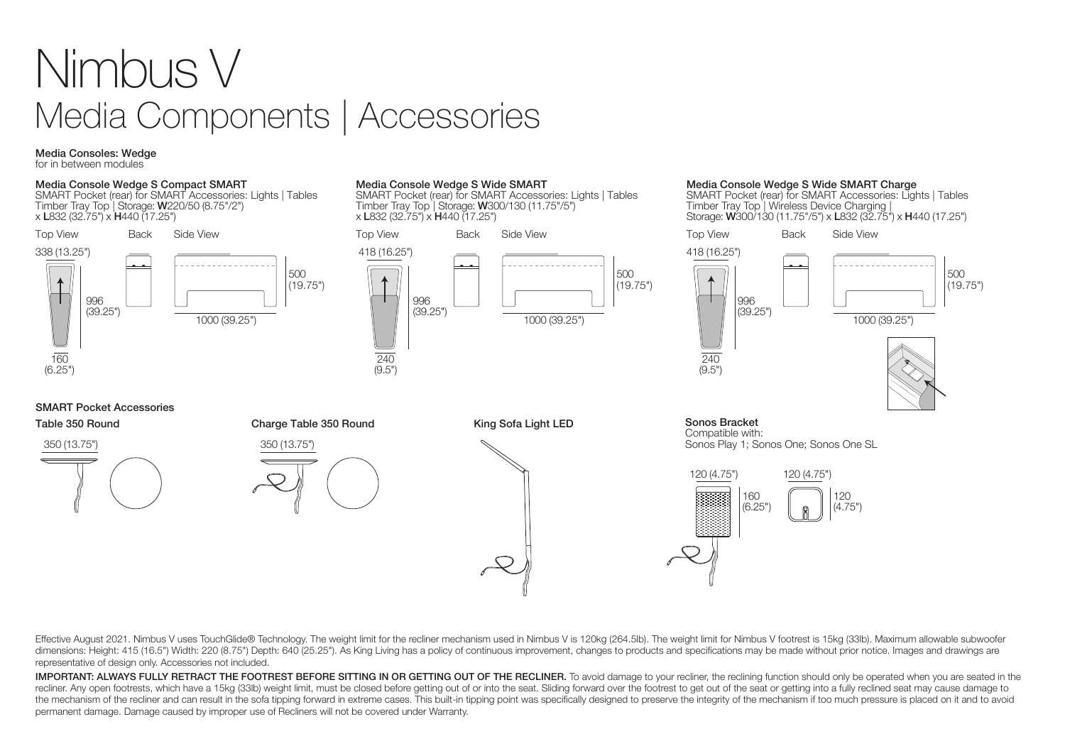# Nimbus V

## Media Components | Accessories

### Media Consoles: Wedge

for in between modules

#### Media Console Wedge S Compact SMART

SMART Pocket (rear) for SMART Accessories: Lights | Tables
Timber Tray Top | Storage: **W**220/50 (8.75"/2") x **L**832 (32.75") x **H**440 (17.25")

Top View | Back | Side View

338 (13.25")
996 (39.25")
160 (6.25")
500 (19.75")
1000 (39.25")

#### Media Console Wedge S Wide SMART

SMART Pocket (rear) for SMART Accessories: Lights | Tables
Timber Tray Top | Storage: **W**300/130 (11.75"/5") x **L**832 (32.75") x **H**440 (17.25")

Top View | Back | Side View

418 (16.25")
996 (39.25")
240 (9.5")
500 (19.75")
1000 (39.25")

#### Media Console Wedge S Wide SMART Charge

SMART Pocket (rear) for SMART Accessories: Lights | Tables
Timber Tray Top | Wireless Device Charging | Storage: **W**300/130 (11.75"/5") x **L**832 (32.75") x **H**440 (17.25")

Top View | Back | Side View

418 (16.25")
996 (39.25")
240 (9.5")
500 (19.75")
1000 (39.25")

### SMART Pocket Accessories

#### Table 350 Round

350 (13.75")

#### Charge Table 350 Round

350 (13.75")

#### King Sofa Light LED

#### Sonos Bracket

Compatible with:
Sonos Play 1; Sonos One; Sonos One SL

120 (4.75")
160 (6.25")
120 (4.75")
120 (4.75")

Effective August 2021. Nimbus V uses TouchGlide® Technology. The weight limit for the recliner mechanism used in Nimbus V is 120kg (264.5lb). The weight limit for Nimbus V footrest is 15kg (33lb). Maximum allowable subwoofer dimensions: Height: 415 (16.5") Width: 220 (8.75") Depth: 640 (25.25"). As King Living has a policy of continuous improvement, changes to products and specifications may be made without prior notice. Images and drawings are representative of design only. Accessories not included.

**IMPORTANT: ALWAYS FULLY RETRACT THE FOOTREST BEFORE SITTING IN OR GETTING OUT OF THE RECLINER.** To avoid damage to your recliner, the reclining function should only be operated when you are seated in the recliner. Any open footrests, which have a 15kg (33lb) weight limit, must be closed before getting out of or into the seat. Sliding forward over the footrest to get out of the seat or getting into a fully reclined seat may cause damage to the mechanism of the recliner and can result in the sofa tipping forward in extreme cases. This built-in tipping point was specifically designed to preserve the integrity of the mechanism if too much pressure is placed on it and to avoid permanent damage. Damage caused by improper use of Recliners will not be covered under Warranty.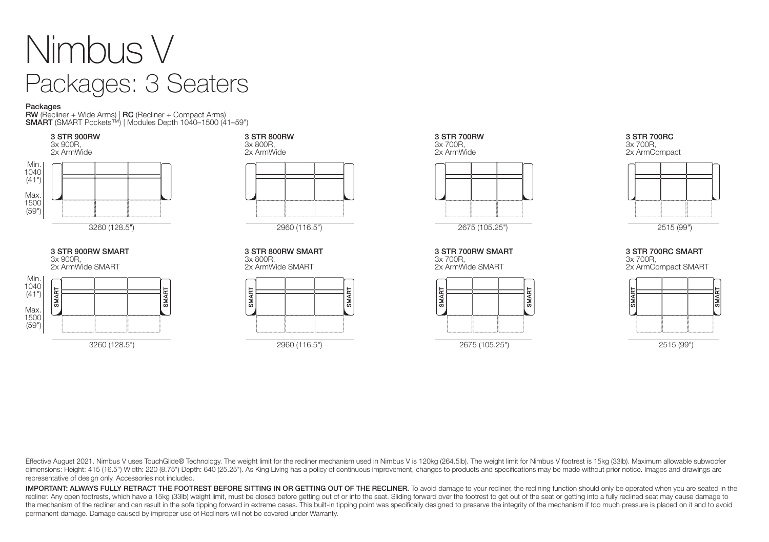# Nimbus V

## Packages: 3 Seaters

**Packages**

**RW** (Recliner + Wide Arms) | **RC** (Recliner + Compact Arms)
**SMART** (SMART Pockets™) | Modules Depth 1040–1500 (41–59")

**3 STR 900RW**
3x 900R,
2x ArmWide

Min. 1040 (41")
Max. 1500 (59")

3260 (128.5")

**3 STR 800RW**
3x 800R,
2x ArmWide

2960 (116.5")

**3 STR 700RW**
3x 700R,
2x ArmWide

2675 (105.25")

**3 STR 700RC**
3x 700R,
2x ArmCompact

2515 (99")

**3 STR 900RW SMART**
3x 900R,
2x ArmWide SMART

Min. 1040 (41")
Max. 1500 (59")

3260 (128.5")

**3 STR 800RW SMART**
3x 800R,
2x ArmWide SMART

2960 (116.5")

**3 STR 700RW SMART**
3x 700R,
2x ArmWide SMART

2675 (105.25")

**3 STR 700RC SMART**
3x 700R,
2x ArmCompact SMART

2515 (99")

Effective August 2021. Nimbus V uses TouchGlide® Technology. The weight limit for the recliner mechanism used in Nimbus V is 120kg (264.5lb). The weight limit for Nimbus V footrest is 15kg (33lb). Maximum allowable subwoofer dimensions: Height: 415 (16.5") Width: 220 (8.75") Depth: 640 (25.25"). As King Living has a policy of continuous improvement, changes to products and specifications may be made without prior notice. Images and drawings are representative of design only. Accessories not included.

**IMPORTANT: ALWAYS FULLY RETRACT THE FOOTREST BEFORE SITTING IN OR GETTING OUT OF THE RECLINER.** To avoid damage to your recliner, the reclining function should only be operated when you are seated in the recliner. Any open footrests, which have a 15kg (33lb) weight limit, must be closed before getting out of or into the seat. Sliding forward over the footrest to get out of the seat or getting into a fully reclined seat may cause damage to the mechanism of the recliner and can result in the sofa tipping forward in extreme cases. This built-in tipping point was specifically designed to preserve the integrity of the mechanism if too much pressure is placed on it and to avoid permanent damage. Damage caused by improper use of Recliners will not be covered under Warranty.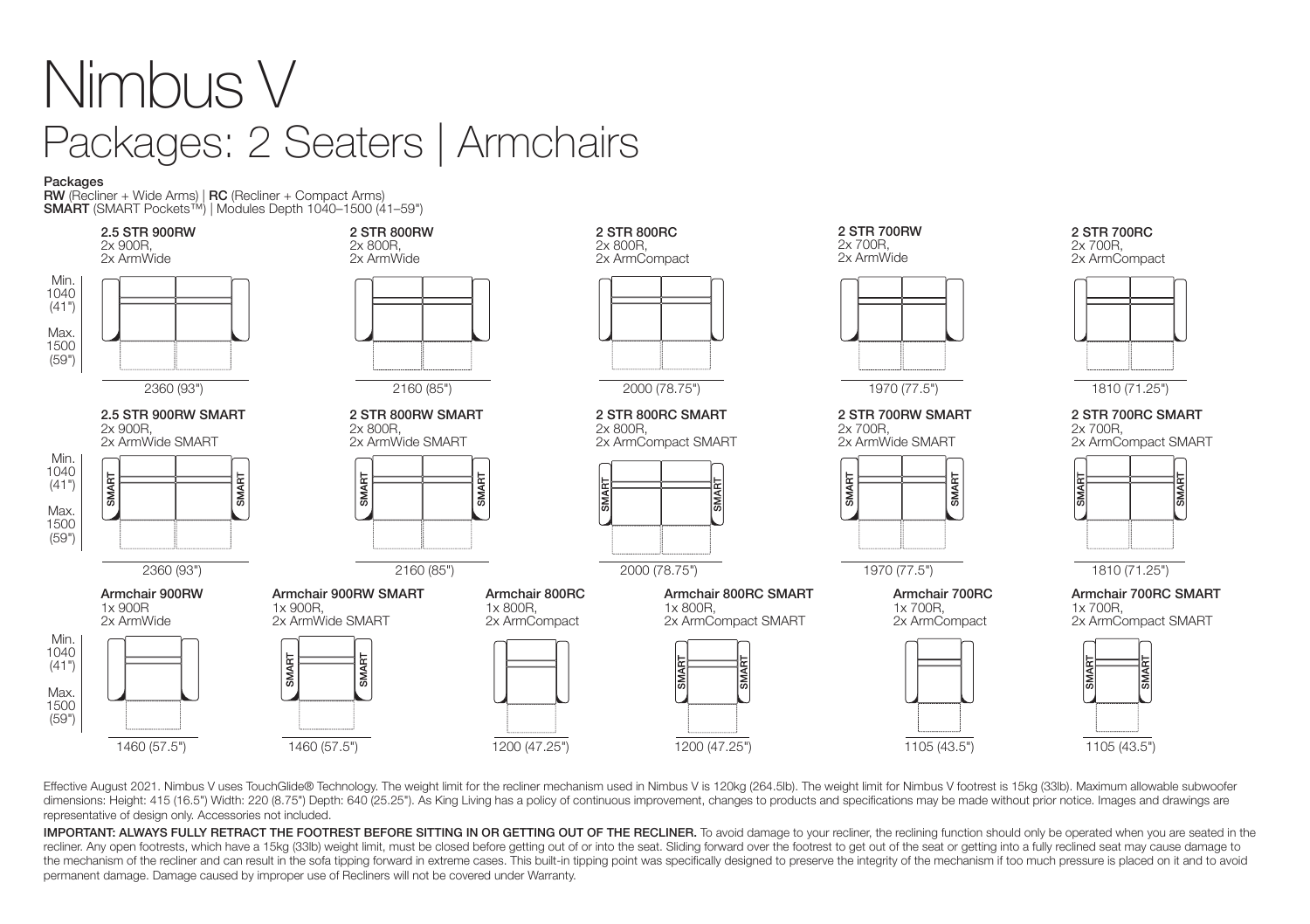# Nimbus V

## Packages: 2 Seaters | Armchairs

**Packages**
**RW** (Recliner + Wide Arms) | **RC** (Recliner + Compact Arms)
**SMART** (SMART Pockets™) | Modules Depth 1040–1500 (41–59")

Min. 1040 (41") Max. 1500 (59")

**2.5 STR 900RW**
2x 900R,
2x ArmWide
2360 (93")

**2 STR 800RW**
2x 800R,
2x ArmWide
2160 (85")

**2 STR 800RC**
2x 800R,
2x ArmCompact
2000 (78.75")

**2 STR 700RW**
2x 700R,
2x ArmWide
1970 (77.5")

**2 STR 700RC**
2x 700R,
2x ArmCompact
1810 (71.25")

Min. 1040 (41") Max. 1500 (59")

**2.5 STR 900RW SMART**
2x 900R,
2x ArmWide SMART
2360 (93")

**2 STR 800RW SMART**
2x 800R,
2x ArmWide SMART
2160 (85")

**2 STR 800RC SMART**
2x 800R,
2x ArmCompact SMART
2000 (78.75")

**2 STR 700RW SMART**
2x 700R,
2x ArmWide SMART
1970 (77.5")

**2 STR 700RC SMART**
2x 700R,
2x ArmCompact SMART
1810 (71.25")

Min. 1040 (41") Max. 1500 (59")

**Armchair 900RW**
1x 900R
2x ArmWide
1460 (57.5")

**Armchair 900RW SMART**
1x 900R,
2x ArmWide SMART
1460 (57.5")

**Armchair 800RC**
1x 800R,
2x ArmCompact
1200 (47.25")

**Armchair 800RC SMART**
1x 800R,
2x ArmCompact SMART
1200 (47.25")

**Armchair 700RC**
1x 700R,
2x ArmCompact
1105 (43.5")

**Armchair 700RC SMART**
1x 700R,
2x ArmCompact SMART
1105 (43.5")

Effective August 2021. Nimbus V uses TouchGlide® Technology. The weight limit for the recliner mechanism used in Nimbus V is 120kg (264.5lb). The weight limit for Nimbus V footrest is 15kg (33lb). Maximum allowable subwoofer dimensions: Height: 415 (16.5") Width: 220 (8.75") Depth: 640 (25.25"). As King Living has a policy of continuous improvement, changes to products and specifications may be made without prior notice. Images and drawings are representative of design only. Accessories not included.

**IMPORTANT: ALWAYS FULLY RETRACT THE FOOTREST BEFORE SITTING IN OR GETTING OUT OF THE RECLINER.** To avoid damage to your recliner, the reclining function should only be operated when you are seated in the recliner. Any open footrests, which have a 15kg (33lb) weight limit, must be closed before getting out of or into the seat. Sliding forward over the footrest to get out of the seat or getting into a fully reclined seat may cause damage to the mechanism of the recliner and can result in the sofa tipping forward in extreme cases. This built-in tipping point was specifically designed to preserve the integrity of the mechanism if too much pressure is placed on it and to avoid permanent damage. Damage caused by improper use of Recliners will not be covered under Warranty.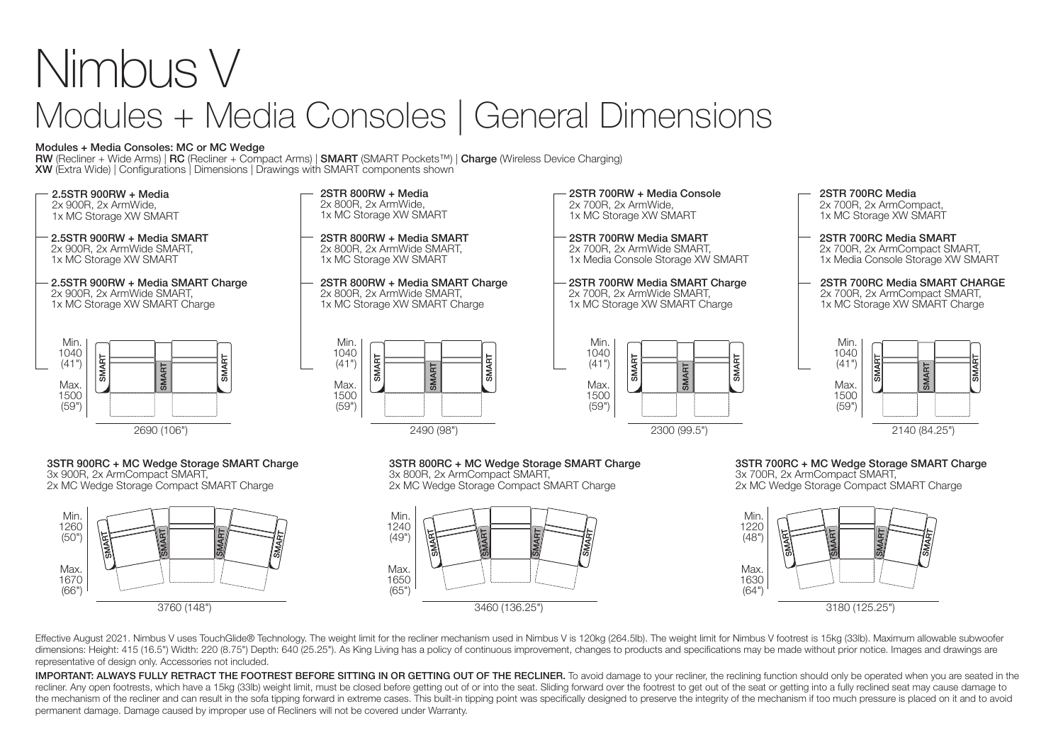# Nimbus V

## Modules + Media Consoles | General Dimensions

**Modules + Media Consoles: MC or MC Wedge**

**RW** (Recliner + Wide Arms) | **RC** (Recliner + Compact Arms) | **SMART** (SMART Pockets™) | **Charge** (Wireless Device Charging)
**XW** (Extra Wide) | Configurations | Dimensions | Drawings with SMART components shown

**2.5STR 900RW + Media**
2x 900R, 2x ArmWide,
1x MC Storage XW SMART

**2.5STR 900RW + Media SMART**
2x 900R, 2x ArmWide SMART,
1x MC Storage XW SMART

**2.5STR 900RW + Media SMART Charge**
2x 900R, 2x ArmWide SMART,
1x MC Storage XW SMART Charge

Min. 1040 (41")
Max. 1500 (59")
2690 (106")

**2STR 800RW + Media**
2x 800R, 2x ArmWide,
1x MC Storage XW SMART

**2STR 800RW + Media SMART**
2x 800R, 2x ArmWide SMART,
1x MC Storage XW SMART

**2STR 800RW + Media SMART Charge**
2x 800R, 2x ArmWide SMART,
1x MC Storage XW SMART Charge

Min. 1040 (41")
Max. 1500 (59")
2490 (98")

**2STR 700RW + Media Console**
2x 700R, 2x ArmWide,
1x MC Storage XW SMART

**2STR 700RW Media SMART**
2x 700R, 2x ArmWide SMART,
1x Media Console Storage XW SMART

**2STR 700RW Media SMART Charge**
2x 700R, 2x ArmWide SMART,
1x MC Storage XW SMART Charge

Min. 1040 (41")
Max. 1500 (59")
2300 (99.5")

**2STR 700RC Media**
2x 700R, 2x ArmCompact,
1x MC Storage XW SMART

**2STR 700RC Media SMART**
2x 700R, 2x ArmCompact SMART,
1x Media Console Storage XW SMART

**2STR 700RC Media SMART CHARGE**
2x 700R, 2x ArmCompact SMART,
1x MC Storage XW SMART Charge

Min. 1040 (41")
Max. 1500 (59")
2140 (84.25")

**3STR 900RC + MC Wedge Storage SMART Charge**
3x 900R, 2x ArmCompact SMART,
2x MC Wedge Storage Compact SMART Charge

Min. 1260 (50")
Max. 1670 (66")
3760 (148")

**3STR 800RC + MC Wedge Storage SMART Charge**
3x 800R, 2x ArmCompact SMART,
2x MC Wedge Storage Compact SMART Charge

Min. 1240 (49")
Max. 1650 (65")
3460 (136.25")

**3STR 700RC + MC Wedge Storage SMART Charge**
3x 700R, 2x ArmCompact SMART,
2x MC Wedge Storage Compact SMART Charge

Min. 1220 (48")
Max. 1630 (64")
3180 (125.25")

Effective August 2021. Nimbus V uses TouchGlide® Technology. The weight limit for the recliner mechanism used in Nimbus V is 120kg (264.5lb). The weight limit for Nimbus V footrest is 15kg (33lb). Maximum allowable subwoofer dimensions: Height: 415 (16.5") Width: 220 (8.75") Depth: 640 (25.25"). As King Living has a policy of continuous improvement, changes to products and specifications may be made without prior notice. Images and drawings are representative of design only. Accessories not included.

**IMPORTANT: ALWAYS FULLY RETRACT THE FOOTREST BEFORE SITTING IN OR GETTING OUT OF THE RECLINER.** To avoid damage to your recliner, the reclining function should only be operated when you are seated in the recliner. Any open footrests, which have a 15kg (33lb) weight limit, must be closed before getting out of or into the seat. Sliding forward over the footrest to get out of the seat or getting into a fully reclined seat may cause damage to the mechanism of the recliner and can result in the sofa tipping forward in extreme cases. This built-in tipping point was specifically designed to preserve the integrity of the mechanism if too much pressure is placed on it and to avoid permanent damage. Damage caused by improper use of Recliners will not be covered under Warranty.